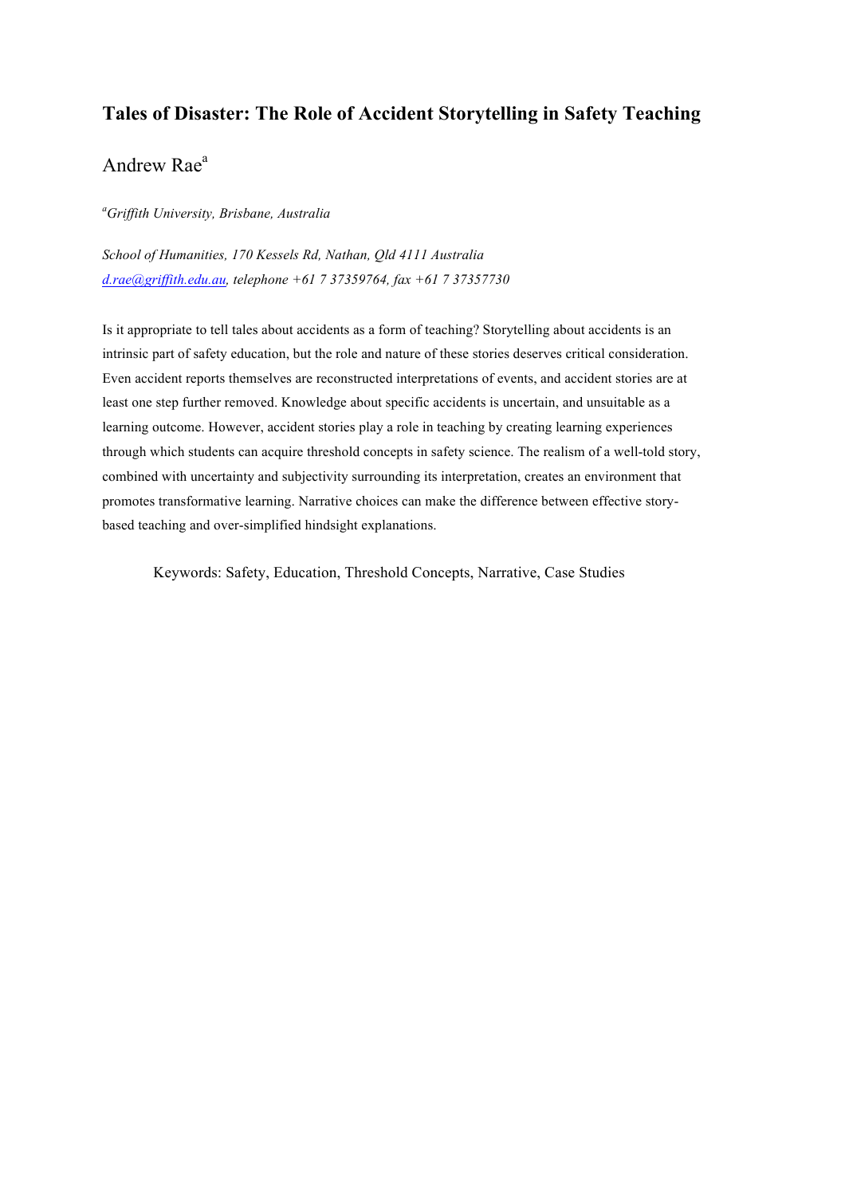# Tales of Disaster: The Role of Accident Storytelling in Safety Teaching

Andrew Rae[a]

*[a]Griffith University, Brisbane, Australia*

*School of Humanities, 170 Kessels Rd, Nathan, Qld 4111 Australia*
*d.rae@griffith.edu.au, telephone +61 7 37359764, fax +61 7 37357730*

Is it appropriate to tell tales about accidents as a form of teaching? Storytelling about accidents is an intrinsic part of safety education, but the role and nature of these stories deserves critical consideration. Even accident reports themselves are reconstructed interpretations of events, and accident stories are at least one step further removed. Knowledge about specific accidents is uncertain, and unsuitable as a learning outcome. However, accident stories play a role in teaching by creating learning experiences through which students can acquire threshold concepts in safety science. The realism of a well-told story, combined with uncertainty and subjectivity surrounding its interpretation, creates an environment that promotes transformative learning. Narrative choices can make the difference between effective story-based teaching and over-simplified hindsight explanations.

Keywords: Safety, Education, Threshold Concepts, Narrative, Case Studies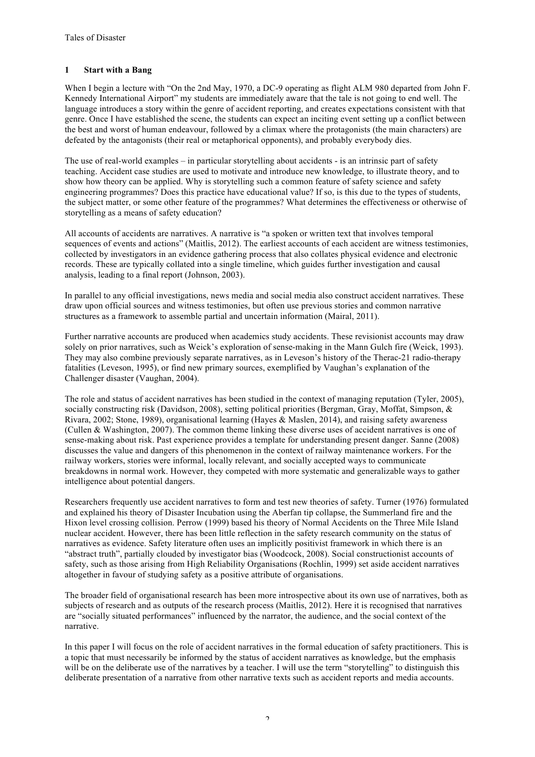## 1 Start with a Bang

When I begin a lecture with "On the 2nd May, 1970, a DC-9 operating as flight ALM 980 departed from John F. Kennedy International Airport" my students are immediately aware that the tale is not going to end well. The language introduces a story within the genre of accident reporting, and creates expectations consistent with that genre. Once I have established the scene, the students can expect an inciting event setting up a conflict between the best and worst of human endeavour, followed by a climax where the protagonists (the main characters) are defeated by the antagonists (their real or metaphorical opponents), and probably everybody dies.

The use of real-world examples – in particular storytelling about accidents - is an intrinsic part of safety teaching. Accident case studies are used to motivate and introduce new knowledge, to illustrate theory, and to show how theory can be applied. Why is storytelling such a common feature of safety science and safety engineering programmes? Does this practice have educational value? If so, is this due to the types of students, the subject matter, or some other feature of the programmes? What determines the effectiveness or otherwise of storytelling as a means of safety education?

All accounts of accidents are narratives. A narrative is "a spoken or written text that involves temporal sequences of events and actions" (Maitlis, 2012). The earliest accounts of each accident are witness testimonies, collected by investigators in an evidence gathering process that also collates physical evidence and electronic records. These are typically collated into a single timeline, which guides further investigation and causal analysis, leading to a final report (Johnson, 2003).

In parallel to any official investigations, news media and social media also construct accident narratives. These draw upon official sources and witness testimonies, but often use previous stories and common narrative structures as a framework to assemble partial and uncertain information (Mairal, 2011).

Further narrative accounts are produced when academics study accidents. These revisionist accounts may draw solely on prior narratives, such as Weick's exploration of sense-making in the Mann Gulch fire (Weick, 1993). They may also combine previously separate narratives, as in Leveson's history of the Therac-21 radio-therapy fatalities (Leveson, 1995), or find new primary sources, exemplified by Vaughan's explanation of the Challenger disaster (Vaughan, 2004).

The role and status of accident narratives has been studied in the context of managing reputation (Tyler, 2005), socially constructing risk (Davidson, 2008), setting political priorities (Bergman, Gray, Moffat, Simpson, & Rivara, 2002; Stone, 1989), organisational learning (Hayes & Maslen, 2014), and raising safety awareness (Cullen & Washington, 2007). The common theme linking these diverse uses of accident narratives is one of sense-making about risk. Past experience provides a template for understanding present danger. Sanne (2008) discusses the value and dangers of this phenomenon in the context of railway maintenance workers. For the railway workers, stories were informal, locally relevant, and socially accepted ways to communicate breakdowns in normal work. However, they competed with more systematic and generalizable ways to gather intelligence about potential dangers.

Researchers frequently use accident narratives to form and test new theories of safety. Turner (1976) formulated and explained his theory of Disaster Incubation using the Aberfan tip collapse, the Summerland fire and the Hixon level crossing collision. Perrow (1999) based his theory of Normal Accidents on the Three Mile Island nuclear accident. However, there has been little reflection in the safety research community on the status of narratives as evidence. Safety literature often uses an implicitly positivist framework in which there is an "abstract truth", partially clouded by investigator bias (Woodcock, 2008). Social constructionist accounts of safety, such as those arising from High Reliability Organisations (Rochlin, 1999) set aside accident narratives altogether in favour of studying safety as a positive attribute of organisations.

The broader field of organisational research has been more introspective about its own use of narratives, both as subjects of research and as outputs of the research process (Maitlis, 2012). Here it is recognised that narratives are "socially situated performances" influenced by the narrator, the audience, and the social context of the narrative.

In this paper I will focus on the role of accident narratives in the formal education of safety practitioners. This is a topic that must necessarily be informed by the status of accident narratives as knowledge, but the emphasis will be on the deliberate use of the narratives by a teacher. I will use the term "storytelling" to distinguish this deliberate presentation of a narrative from other narrative texts such as accident reports and media accounts.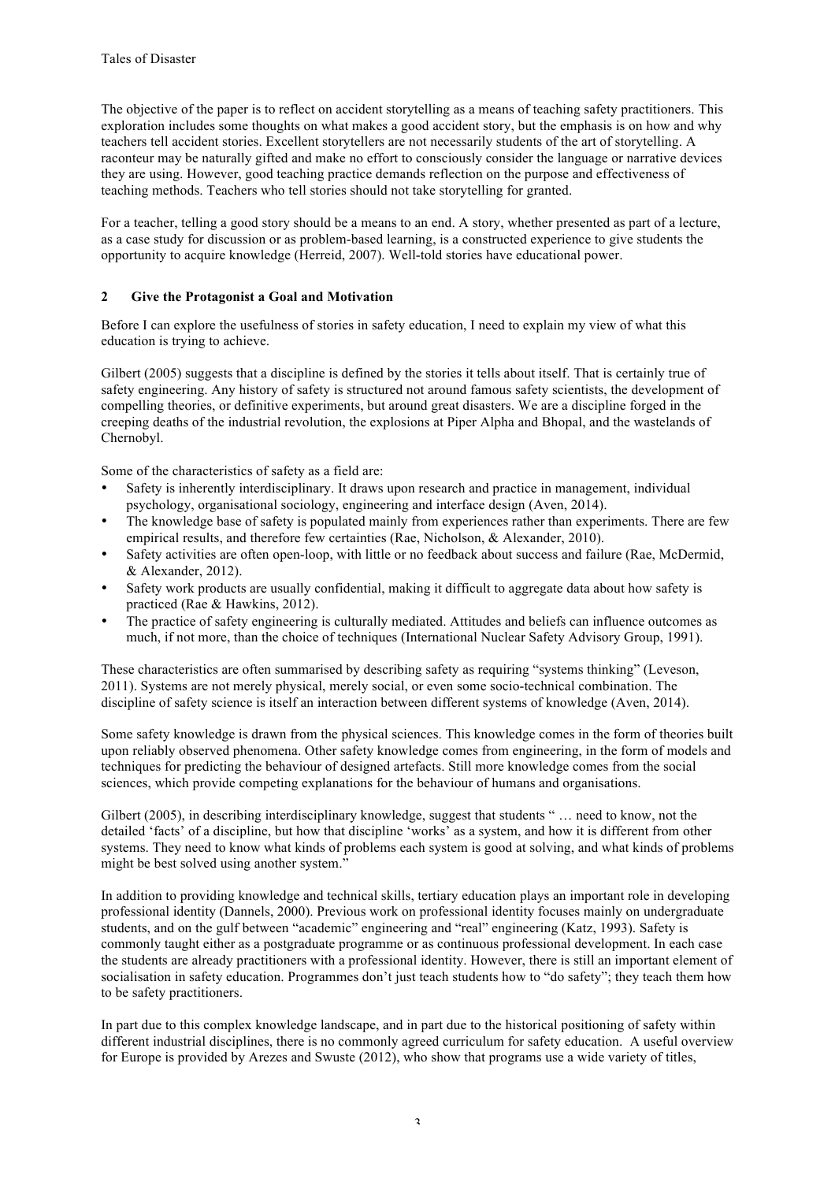The objective of the paper is to reflect on accident storytelling as a means of teaching safety practitioners. This exploration includes some thoughts on what makes a good accident story, but the emphasis is on how and why teachers tell accident stories. Excellent storytellers are not necessarily students of the art of storytelling. A raconteur may be naturally gifted and make no effort to consciously consider the language or narrative devices they are using. However, good teaching practice demands reflection on the purpose and effectiveness of teaching methods. Teachers who tell stories should not take storytelling for granted.

For a teacher, telling a good story should be a means to an end. A story, whether presented as part of a lecture, as a case study for discussion or as problem-based learning, is a constructed experience to give students the opportunity to acquire knowledge (Herreid, 2007). Well-told stories have educational power.

## 2 Give the Protagonist a Goal and Motivation

Before I can explore the usefulness of stories in safety education, I need to explain my view of what this education is trying to achieve.

Gilbert (2005) suggests that a discipline is defined by the stories it tells about itself. That is certainly true of safety engineering. Any history of safety is structured not around famous safety scientists, the development of compelling theories, or definitive experiments, but around great disasters. We are a discipline forged in the creeping deaths of the industrial revolution, the explosions at Piper Alpha and Bhopal, and the wastelands of Chernobyl.

Some of the characteristics of safety as a field are:

- Safety is inherently interdisciplinary. It draws upon research and practice in management, individual psychology, organisational sociology, engineering and interface design (Aven, 2014).
- The knowledge base of safety is populated mainly from experiences rather than experiments. There are few empirical results, and therefore few certainties (Rae, Nicholson, & Alexander, 2010).
- Safety activities are often open-loop, with little or no feedback about success and failure (Rae, McDermid, & Alexander, 2012).
- Safety work products are usually confidential, making it difficult to aggregate data about how safety is practiced (Rae & Hawkins, 2012).
- The practice of safety engineering is culturally mediated. Attitudes and beliefs can influence outcomes as much, if not more, than the choice of techniques (International Nuclear Safety Advisory Group, 1991).

These characteristics are often summarised by describing safety as requiring "systems thinking" (Leveson, 2011). Systems are not merely physical, merely social, or even some socio-technical combination. The discipline of safety science is itself an interaction between different systems of knowledge (Aven, 2014).

Some safety knowledge is drawn from the physical sciences. This knowledge comes in the form of theories built upon reliably observed phenomena. Other safety knowledge comes from engineering, in the form of models and techniques for predicting the behaviour of designed artefacts. Still more knowledge comes from the social sciences, which provide competing explanations for the behaviour of humans and organisations.

Gilbert (2005), in describing interdisciplinary knowledge, suggest that students " … need to know, not the detailed 'facts' of a discipline, but how that discipline 'works' as a system, and how it is different from other systems. They need to know what kinds of problems each system is good at solving, and what kinds of problems might be best solved using another system."

In addition to providing knowledge and technical skills, tertiary education plays an important role in developing professional identity (Dannels, 2000). Previous work on professional identity focuses mainly on undergraduate students, and on the gulf between "academic" engineering and "real" engineering (Katz, 1993). Safety is commonly taught either as a postgraduate programme or as continuous professional development. In each case the students are already practitioners with a professional identity. However, there is still an important element of socialisation in safety education. Programmes don't just teach students how to "do safety"; they teach them how to be safety practitioners.

In part due to this complex knowledge landscape, and in part due to the historical positioning of safety within different industrial disciplines, there is no commonly agreed curriculum for safety education. A useful overview for Europe is provided by Arezes and Swuste (2012), who show that programs use a wide variety of titles,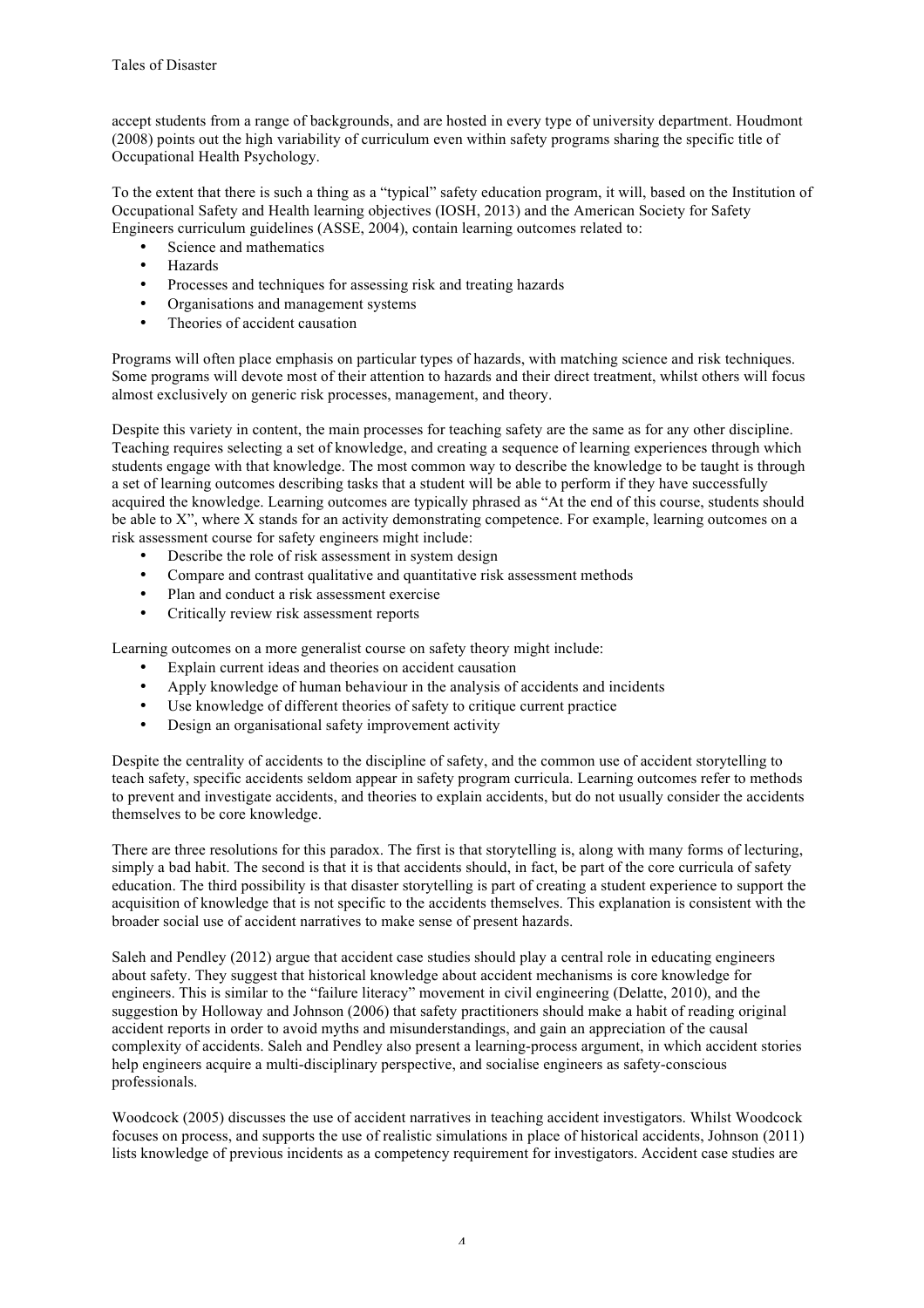accept students from a range of backgrounds, and are hosted in every type of university department. Houdmont (2008) points out the high variability of curriculum even within safety programs sharing the specific title of Occupational Health Psychology.

To the extent that there is such a thing as a "typical" safety education program, it will, based on the Institution of Occupational Safety and Health learning objectives (IOSH, 2013) and the American Society for Safety Engineers curriculum guidelines (ASSE, 2004), contain learning outcomes related to:

- Science and mathematics
- Hazards
- Processes and techniques for assessing risk and treating hazards
- Organisations and management systems
- Theories of accident causation

Programs will often place emphasis on particular types of hazards, with matching science and risk techniques. Some programs will devote most of their attention to hazards and their direct treatment, whilst others will focus almost exclusively on generic risk processes, management, and theory.

Despite this variety in content, the main processes for teaching safety are the same as for any other discipline. Teaching requires selecting a set of knowledge, and creating a sequence of learning experiences through which students engage with that knowledge. The most common way to describe the knowledge to be taught is through a set of learning outcomes describing tasks that a student will be able to perform if they have successfully acquired the knowledge. Learning outcomes are typically phrased as "At the end of this course, students should be able to X", where X stands for an activity demonstrating competence. For example, learning outcomes on a risk assessment course for safety engineers might include:

- Describe the role of risk assessment in system design
- Compare and contrast qualitative and quantitative risk assessment methods
- Plan and conduct a risk assessment exercise
- Critically review risk assessment reports

Learning outcomes on a more generalist course on safety theory might include:

- Explain current ideas and theories on accident causation
- Apply knowledge of human behaviour in the analysis of accidents and incidents
- Use knowledge of different theories of safety to critique current practice
- Design an organisational safety improvement activity

Despite the centrality of accidents to the discipline of safety, and the common use of accident storytelling to teach safety, specific accidents seldom appear in safety program curricula. Learning outcomes refer to methods to prevent and investigate accidents, and theories to explain accidents, but do not usually consider the accidents themselves to be core knowledge.

There are three resolutions for this paradox. The first is that storytelling is, along with many forms of lecturing, simply a bad habit. The second is that it is that accidents should, in fact, be part of the core curricula of safety education. The third possibility is that disaster storytelling is part of creating a student experience to support the acquisition of knowledge that is not specific to the accidents themselves. This explanation is consistent with the broader social use of accident narratives to make sense of present hazards.

Saleh and Pendley (2012) argue that accident case studies should play a central role in educating engineers about safety. They suggest that historical knowledge about accident mechanisms is core knowledge for engineers. This is similar to the "failure literacy" movement in civil engineering (Delatte, 2010), and the suggestion by Holloway and Johnson (2006) that safety practitioners should make a habit of reading original accident reports in order to avoid myths and misunderstandings, and gain an appreciation of the causal complexity of accidents. Saleh and Pendley also present a learning-process argument, in which accident stories help engineers acquire a multi-disciplinary perspective, and socialise engineers as safety-conscious professionals.

Woodcock (2005) discusses the use of accident narratives in teaching accident investigators. Whilst Woodcock focuses on process, and supports the use of realistic simulations in place of historical accidents, Johnson (2011) lists knowledge of previous incidents as a competency requirement for investigators. Accident case studies are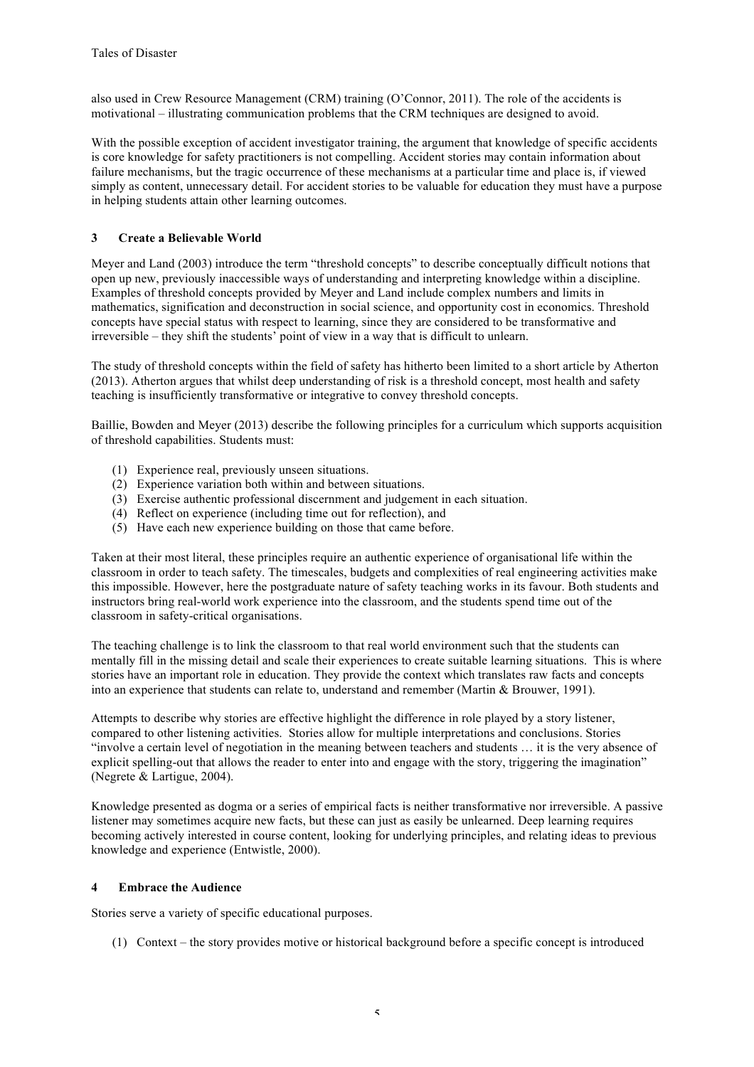also used in Crew Resource Management (CRM) training (O'Connor, 2011). The role of the accidents is motivational – illustrating communication problems that the CRM techniques are designed to avoid.

With the possible exception of accident investigator training, the argument that knowledge of specific accidents is core knowledge for safety practitioners is not compelling. Accident stories may contain information about failure mechanisms, but the tragic occurrence of these mechanisms at a particular time and place is, if viewed simply as content, unnecessary detail. For accident stories to be valuable for education they must have a purpose in helping students attain other learning outcomes.

## 3 Create a Believable World

Meyer and Land (2003) introduce the term "threshold concepts" to describe conceptually difficult notions that open up new, previously inaccessible ways of understanding and interpreting knowledge within a discipline. Examples of threshold concepts provided by Meyer and Land include complex numbers and limits in mathematics, signification and deconstruction in social science, and opportunity cost in economics. Threshold concepts have special status with respect to learning, since they are considered to be transformative and irreversible – they shift the students' point of view in a way that is difficult to unlearn.

The study of threshold concepts within the field of safety has hitherto been limited to a short article by Atherton (2013). Atherton argues that whilst deep understanding of risk is a threshold concept, most health and safety teaching is insufficiently transformative or integrative to convey threshold concepts.

Baillie, Bowden and Meyer (2013) describe the following principles for a curriculum which supports acquisition of threshold capabilities. Students must:

(1) Experience real, previously unseen situations.
(2) Experience variation both within and between situations.
(3) Exercise authentic professional discernment and judgement in each situation.
(4) Reflect on experience (including time out for reflection), and
(5) Have each new experience building on those that came before.

Taken at their most literal, these principles require an authentic experience of organisational life within the classroom in order to teach safety. The timescales, budgets and complexities of real engineering activities make this impossible. However, here the postgraduate nature of safety teaching works in its favour. Both students and instructors bring real-world work experience into the classroom, and the students spend time out of the classroom in safety-critical organisations.

The teaching challenge is to link the classroom to that real world environment such that the students can mentally fill in the missing detail and scale their experiences to create suitable learning situations. This is where stories have an important role in education. They provide the context which translates raw facts and concepts into an experience that students can relate to, understand and remember (Martin & Brouwer, 1991).

Attempts to describe why stories are effective highlight the difference in role played by a story listener, compared to other listening activities. Stories allow for multiple interpretations and conclusions. Stories "involve a certain level of negotiation in the meaning between teachers and students … it is the very absence of explicit spelling-out that allows the reader to enter into and engage with the story, triggering the imagination" (Negrete & Lartigue, 2004).

Knowledge presented as dogma or a series of empirical facts is neither transformative nor irreversible. A passive listener may sometimes acquire new facts, but these can just as easily be unlearned. Deep learning requires becoming actively interested in course content, looking for underlying principles, and relating ideas to previous knowledge and experience (Entwistle, 2000).

## 4 Embrace the Audience

Stories serve a variety of specific educational purposes.

(1) Context – the story provides motive or historical background before a specific concept is introduced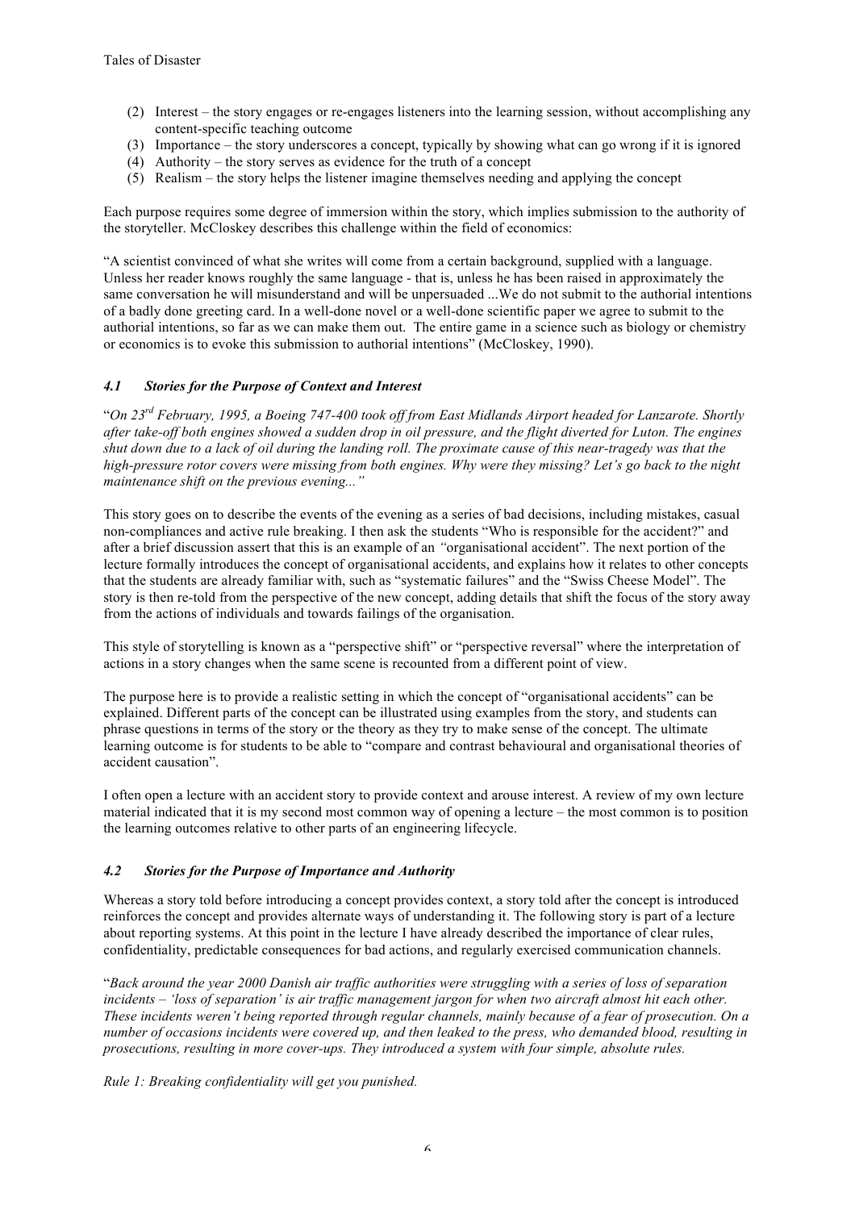(2) Interest – the story engages or re-engages listeners into the learning session, without accomplishing any content-specific teaching outcome
(3) Importance – the story underscores a concept, typically by showing what can go wrong if it is ignored
(4) Authority – the story serves as evidence for the truth of a concept
(5) Realism – the story helps the listener imagine themselves needing and applying the concept

Each purpose requires some degree of immersion within the story, which implies submission to the authority of the storyteller. McCloskey describes this challenge within the field of economics:

"A scientist convinced of what she writes will come from a certain background, supplied with a language. Unless her reader knows roughly the same language - that is, unless he has been raised in approximately the same conversation he will misunderstand and will be unpersuaded ...We do not submit to the authorial intentions of a badly done greeting card. In a well-done novel or a well-done scientific paper we agree to submit to the authorial intentions, so far as we can make them out. The entire game in a science such as biology or chemistry or economics is to evoke this submission to authorial intentions" (McCloskey, 1990).

### *4.1 Stories for the Purpose of Context and Interest*

"*On 23rd February, 1995, a Boeing 747-400 took off from East Midlands Airport headed for Lanzarote. Shortly after take-off both engines showed a sudden drop in oil pressure, and the flight diverted for Luton. The engines shut down due to a lack of oil during the landing roll. The proximate cause of this near-tragedy was that the high-pressure rotor covers were missing from both engines. Why were they missing? Let's go back to the night maintenance shift on the previous evening..."*

This story goes on to describe the events of the evening as a series of bad decisions, including mistakes, casual non-compliances and active rule breaking. I then ask the students "Who is responsible for the accident?" and after a brief discussion assert that this is an example of an *"*organisational accident". The next portion of the lecture formally introduces the concept of organisational accidents, and explains how it relates to other concepts that the students are already familiar with, such as "systematic failures" and the "Swiss Cheese Model". The story is then re-told from the perspective of the new concept, adding details that shift the focus of the story away from the actions of individuals and towards failings of the organisation.

This style of storytelling is known as a "perspective shift" or "perspective reversal" where the interpretation of actions in a story changes when the same scene is recounted from a different point of view.

The purpose here is to provide a realistic setting in which the concept of "organisational accidents" can be explained. Different parts of the concept can be illustrated using examples from the story, and students can phrase questions in terms of the story or the theory as they try to make sense of the concept. The ultimate learning outcome is for students to be able to "compare and contrast behavioural and organisational theories of accident causation".

I often open a lecture with an accident story to provide context and arouse interest. A review of my own lecture material indicated that it is my second most common way of opening a lecture – the most common is to position the learning outcomes relative to other parts of an engineering lifecycle.

### *4.2 Stories for the Purpose of Importance and Authority*

Whereas a story told before introducing a concept provides context, a story told after the concept is introduced reinforces the concept and provides alternate ways of understanding it. The following story is part of a lecture about reporting systems. At this point in the lecture I have already described the importance of clear rules, confidentiality, predictable consequences for bad actions, and regularly exercised communication channels.

"*Back around the year 2000 Danish air traffic authorities were struggling with a series of loss of separation incidents – 'loss of separation' is air traffic management jargon for when two aircraft almost hit each other. These incidents weren't being reported through regular channels, mainly because of a fear of prosecution. On a number of occasions incidents were covered up, and then leaked to the press, who demanded blood, resulting in prosecutions, resulting in more cover-ups. They introduced a system with four simple, absolute rules.*

*Rule 1: Breaking confidentiality will get you punished.*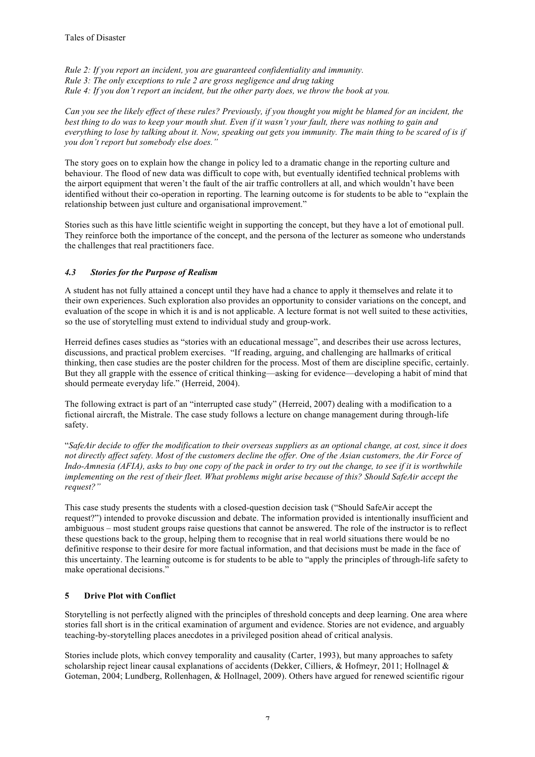*Rule 2: If you report an incident, you are guaranteed confidentiality and immunity.*
*Rule 3: The only exceptions to rule 2 are gross negligence and drug taking*
*Rule 4: If you don't report an incident, but the other party does, we throw the book at you.*

*Can you see the likely effect of these rules? Previously, if you thought you might be blamed for an incident, the best thing to do was to keep your mouth shut. Even if it wasn't your fault, there was nothing to gain and everything to lose by talking about it. Now, speaking out gets you immunity. The main thing to be scared of is if you don't report but somebody else does."*

The story goes on to explain how the change in policy led to a dramatic change in the reporting culture and behaviour. The flood of new data was difficult to cope with, but eventually identified technical problems with the airport equipment that weren't the fault of the air traffic controllers at all, and which wouldn't have been identified without their co-operation in reporting. The learning outcome is for students to be able to "explain the relationship between just culture and organisational improvement."

Stories such as this have little scientific weight in supporting the concept, but they have a lot of emotional pull. They reinforce both the importance of the concept, and the persona of the lecturer as someone who understands the challenges that real practitioners face.

### *4.3 Stories for the Purpose of Realism*

A student has not fully attained a concept until they have had a chance to apply it themselves and relate it to their own experiences. Such exploration also provides an opportunity to consider variations on the concept, and evaluation of the scope in which it is and is not applicable. A lecture format is not well suited to these activities, so the use of storytelling must extend to individual study and group-work.

Herreid defines cases studies as "stories with an educational message", and describes their use across lectures, discussions, and practical problem exercises. "If reading, arguing, and challenging are hallmarks of critical thinking, then case studies are the poster children for the process. Most of them are discipline specific, certainly. But they all grapple with the essence of critical thinking—asking for evidence—developing a habit of mind that should permeate everyday life." (Herreid, 2004).

The following extract is part of an "interrupted case study" (Herreid, 2007) dealing with a modification to a fictional aircraft, the Mistrale. The case study follows a lecture on change management during through-life safety.

"*SafeAir decide to offer the modification to their overseas suppliers as an optional change, at cost, since it does not directly affect safety. Most of the customers decline the offer. One of the Asian customers, the Air Force of Indo-Amnesia (AFIA), asks to buy one copy of the pack in order to try out the change, to see if it is worthwhile implementing on the rest of their fleet. What problems might arise because of this? Should SafeAir accept the request?"*

This case study presents the students with a closed-question decision task ("Should SafeAir accept the request?") intended to provoke discussion and debate. The information provided is intentionally insufficient and ambiguous – most student groups raise questions that cannot be answered. The role of the instructor is to reflect these questions back to the group, helping them to recognise that in real world situations there would be no definitive response to their desire for more factual information, and that decisions must be made in the face of this uncertainty. The learning outcome is for students to be able to "apply the principles of through-life safety to make operational decisions."

## 5 Drive Plot with Conflict

Storytelling is not perfectly aligned with the principles of threshold concepts and deep learning. One area where stories fall short is in the critical examination of argument and evidence. Stories are not evidence, and arguably teaching-by-storytelling places anecdotes in a privileged position ahead of critical analysis.

Stories include plots, which convey temporality and causality (Carter, 1993), but many approaches to safety scholarship reject linear causal explanations of accidents (Dekker, Cilliers, & Hofmeyr, 2011; Hollnagel & Goteman, 2004; Lundberg, Rollenhagen, & Hollnagel, 2009). Others have argued for renewed scientific rigour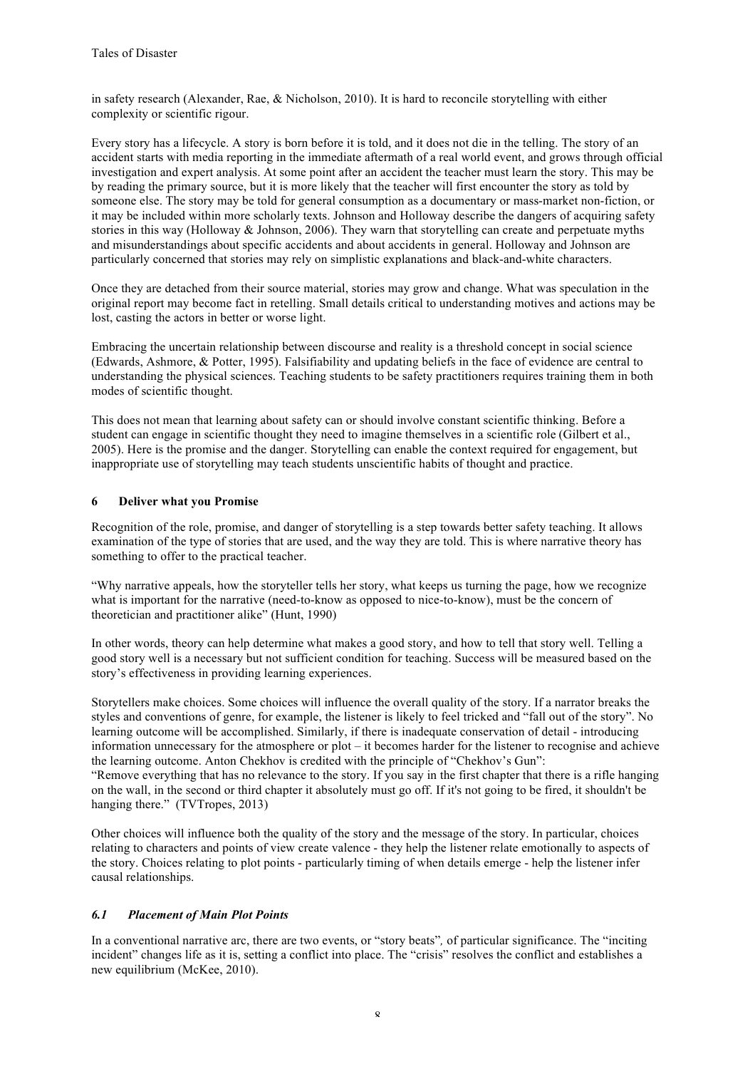in safety research (Alexander, Rae, & Nicholson, 2010). It is hard to reconcile storytelling with either complexity or scientific rigour.

Every story has a lifecycle. A story is born before it is told, and it does not die in the telling. The story of an accident starts with media reporting in the immediate aftermath of a real world event, and grows through official investigation and expert analysis. At some point after an accident the teacher must learn the story. This may be by reading the primary source, but it is more likely that the teacher will first encounter the story as told by someone else. The story may be told for general consumption as a documentary or mass-market non-fiction, or it may be included within more scholarly texts. Johnson and Holloway describe the dangers of acquiring safety stories in this way (Holloway & Johnson, 2006). They warn that storytelling can create and perpetuate myths and misunderstandings about specific accidents and about accidents in general. Holloway and Johnson are particularly concerned that stories may rely on simplistic explanations and black-and-white characters.

Once they are detached from their source material, stories may grow and change. What was speculation in the original report may become fact in retelling. Small details critical to understanding motives and actions may be lost, casting the actors in better or worse light.

Embracing the uncertain relationship between discourse and reality is a threshold concept in social science (Edwards, Ashmore, & Potter, 1995). Falsifiability and updating beliefs in the face of evidence are central to understanding the physical sciences. Teaching students to be safety practitioners requires training them in both modes of scientific thought.

This does not mean that learning about safety can or should involve constant scientific thinking. Before a student can engage in scientific thought they need to imagine themselves in a scientific role (Gilbert et al., 2005). Here is the promise and the danger. Storytelling can enable the context required for engagement, but inappropriate use of storytelling may teach students unscientific habits of thought and practice.

## 6 Deliver what you Promise

Recognition of the role, promise, and danger of storytelling is a step towards better safety teaching. It allows examination of the type of stories that are used, and the way they are told. This is where narrative theory has something to offer to the practical teacher.

"Why narrative appeals, how the storyteller tells her story, what keeps us turning the page, how we recognize what is important for the narrative (need-to-know as opposed to nice-to-know), must be the concern of theoretician and practitioner alike" (Hunt, 1990)

In other words, theory can help determine what makes a good story, and how to tell that story well. Telling a good story well is a necessary but not sufficient condition for teaching. Success will be measured based on the story's effectiveness in providing learning experiences.

Storytellers make choices. Some choices will influence the overall quality of the story. If a narrator breaks the styles and conventions of genre, for example, the listener is likely to feel tricked and "fall out of the story". No learning outcome will be accomplished. Similarly, if there is inadequate conservation of detail - introducing information unnecessary for the atmosphere or plot – it becomes harder for the listener to recognise and achieve the learning outcome. Anton Chekhov is credited with the principle of "Chekhov's Gun":
"Remove everything that has no relevance to the story. If you say in the first chapter that there is a rifle hanging on the wall, in the second or third chapter it absolutely must go off. If it's not going to be fired, it shouldn't be hanging there." (TVTropes, 2013)

Other choices will influence both the quality of the story and the message of the story. In particular, choices relating to characters and points of view create valence - they help the listener relate emotionally to aspects of the story. Choices relating to plot points - particularly timing of when details emerge - help the listener infer causal relationships.

### *6.1 Placement of Main Plot Points*

In a conventional narrative arc, there are two events, or "story beats"*,* of particular significance. The "inciting incident" changes life as it is, setting a conflict into place. The "crisis" resolves the conflict and establishes a new equilibrium (McKee, 2010).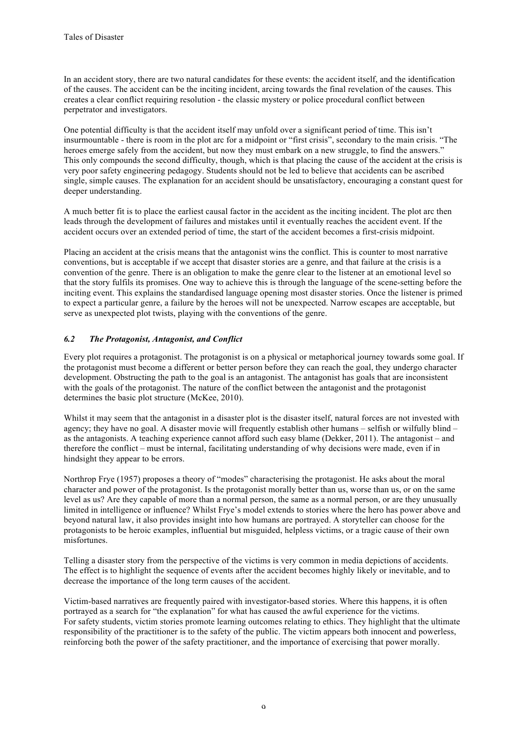In an accident story, there are two natural candidates for these events: the accident itself, and the identification of the causes. The accident can be the inciting incident, arcing towards the final revelation of the causes. This creates a clear conflict requiring resolution - the classic mystery or police procedural conflict between perpetrator and investigators.

One potential difficulty is that the accident itself may unfold over a significant period of time. This isn't insurmountable - there is room in the plot arc for a midpoint or "first crisis", secondary to the main crisis. "The heroes emerge safely from the accident, but now they must embark on a new struggle, to find the answers." This only compounds the second difficulty, though, which is that placing the cause of the accident at the crisis is very poor safety engineering pedagogy. Students should not be led to believe that accidents can be ascribed single, simple causes. The explanation for an accident should be unsatisfactory, encouraging a constant quest for deeper understanding.

A much better fit is to place the earliest causal factor in the accident as the inciting incident. The plot arc then leads through the development of failures and mistakes until it eventually reaches the accident event. If the accident occurs over an extended period of time, the start of the accident becomes a first-crisis midpoint.

Placing an accident at the crisis means that the antagonist wins the conflict. This is counter to most narrative conventions, but is acceptable if we accept that disaster stories are a genre, and that failure at the crisis is a convention of the genre. There is an obligation to make the genre clear to the listener at an emotional level so that the story fulfils its promises. One way to achieve this is through the language of the scene-setting before the inciting event. This explains the standardised language opening most disaster stories. Once the listener is primed to expect a particular genre, a failure by the heroes will not be unexpected. Narrow escapes are acceptable, but serve as unexpected plot twists, playing with the conventions of the genre.

### *6.2 The Protagonist, Antagonist, and Conflict*

Every plot requires a protagonist. The protagonist is on a physical or metaphorical journey towards some goal. If the protagonist must become a different or better person before they can reach the goal, they undergo character development. Obstructing the path to the goal is an antagonist. The antagonist has goals that are inconsistent with the goals of the protagonist. The nature of the conflict between the antagonist and the protagonist determines the basic plot structure (McKee, 2010).

Whilst it may seem that the antagonist in a disaster plot is the disaster itself, natural forces are not invested with agency; they have no goal. A disaster movie will frequently establish other humans – selfish or wilfully blind – as the antagonists. A teaching experience cannot afford such easy blame (Dekker, 2011). The antagonist – and therefore the conflict – must be internal, facilitating understanding of why decisions were made, even if in hindsight they appear to be errors.

Northrop Frye (1957) proposes a theory of "modes" characterising the protagonist. He asks about the moral character and power of the protagonist. Is the protagonist morally better than us, worse than us, or on the same level as us? Are they capable of more than a normal person, the same as a normal person, or are they unusually limited in intelligence or influence? Whilst Frye's model extends to stories where the hero has power above and beyond natural law, it also provides insight into how humans are portrayed. A storyteller can choose for the protagonists to be heroic examples, influential but misguided, helpless victims, or a tragic cause of their own misfortunes.

Telling a disaster story from the perspective of the victims is very common in media depictions of accidents. The effect is to highlight the sequence of events after the accident becomes highly likely or inevitable, and to decrease the importance of the long term causes of the accident.

Victim-based narratives are frequently paired with investigator-based stories. Where this happens, it is often portrayed as a search for "the explanation" for what has caused the awful experience for the victims.
For safety students, victim stories promote learning outcomes relating to ethics. They highlight that the ultimate responsibility of the practitioner is to the safety of the public. The victim appears both innocent and powerless, reinforcing both the power of the safety practitioner, and the importance of exercising that power morally.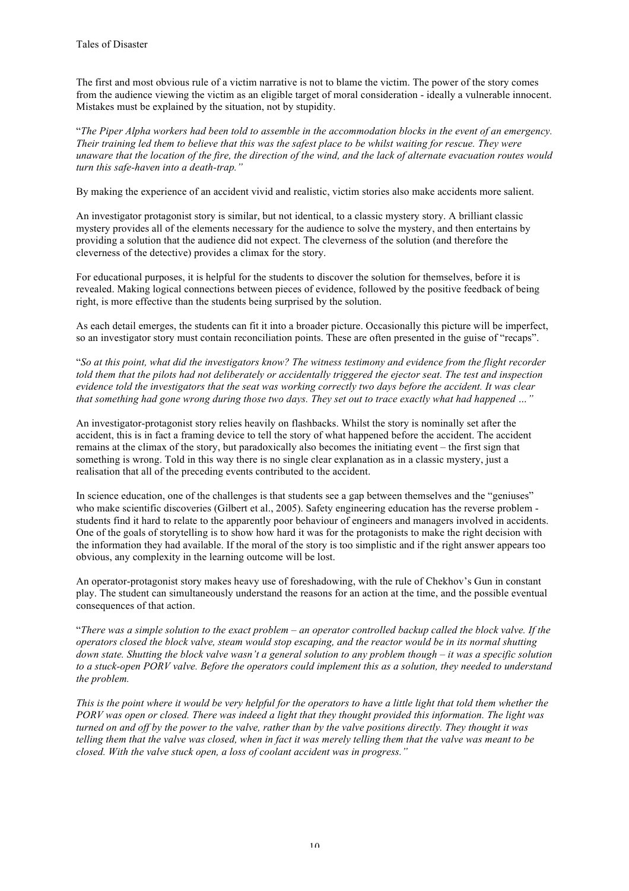The first and most obvious rule of a victim narrative is not to blame the victim. The power of the story comes from the audience viewing the victim as an eligible target of moral consideration - ideally a vulnerable innocent. Mistakes must be explained by the situation, not by stupidity.

"*The Piper Alpha workers had been told to assemble in the accommodation blocks in the event of an emergency. Their training led them to believe that this was the safest place to be whilst waiting for rescue. They were unaware that the location of the fire, the direction of the wind, and the lack of alternate evacuation routes would turn this safe-haven into a death-trap.*"

By making the experience of an accident vivid and realistic, victim stories also make accidents more salient.

An investigator protagonist story is similar, but not identical, to a classic mystery story. A brilliant classic mystery provides all of the elements necessary for the audience to solve the mystery, and then entertains by providing a solution that the audience did not expect. The cleverness of the solution (and therefore the cleverness of the detective) provides a climax for the story.

For educational purposes, it is helpful for the students to discover the solution for themselves, before it is revealed. Making logical connections between pieces of evidence, followed by the positive feedback of being right, is more effective than the students being surprised by the solution.

As each detail emerges, the students can fit it into a broader picture. Occasionally this picture will be imperfect, so an investigator story must contain reconciliation points. These are often presented in the guise of "recaps".

"*So at this point, what did the investigators know? The witness testimony and evidence from the flight recorder told them that the pilots had not deliberately or accidentally triggered the ejector seat. The test and inspection evidence told the investigators that the seat was working correctly two days before the accident. It was clear that something had gone wrong during those two days. They set out to trace exactly what had happened …*"

An investigator-protagonist story relies heavily on flashbacks. Whilst the story is nominally set after the accident, this is in fact a framing device to tell the story of what happened before the accident. The accident remains at the climax of the story, but paradoxically also becomes the initiating event – the first sign that something is wrong. Told in this way there is no single clear explanation as in a classic mystery, just a realisation that all of the preceding events contributed to the accident.

In science education, one of the challenges is that students see a gap between themselves and the "geniuses" who make scientific discoveries (Gilbert et al., 2005). Safety engineering education has the reverse problem - students find it hard to relate to the apparently poor behaviour of engineers and managers involved in accidents. One of the goals of storytelling is to show how hard it was for the protagonists to make the right decision with the information they had available. If the moral of the story is too simplistic and if the right answer appears too obvious, any complexity in the learning outcome will be lost.

An operator-protagonist story makes heavy use of foreshadowing, with the rule of Chekhov's Gun in constant play. The student can simultaneously understand the reasons for an action at the time, and the possible eventual consequences of that action.

"*There was a simple solution to the exact problem – an operator controlled backup called the block valve. If the operators closed the block valve, steam would stop escaping, and the reactor would be in its normal shutting down state. Shutting the block valve wasn't a general solution to any problem though – it was a specific solution to a stuck-open PORV valve. Before the operators could implement this as a solution, they needed to understand the problem.*

*This is the point where it would be very helpful for the operators to have a little light that told them whether the PORV was open or closed. There was indeed a light that they thought provided this information. The light was turned on and off by the power to the valve, rather than by the valve positions directly. They thought it was telling them that the valve was closed, when in fact it was merely telling them that the valve was meant to be closed. With the valve stuck open, a loss of coolant accident was in progress.*"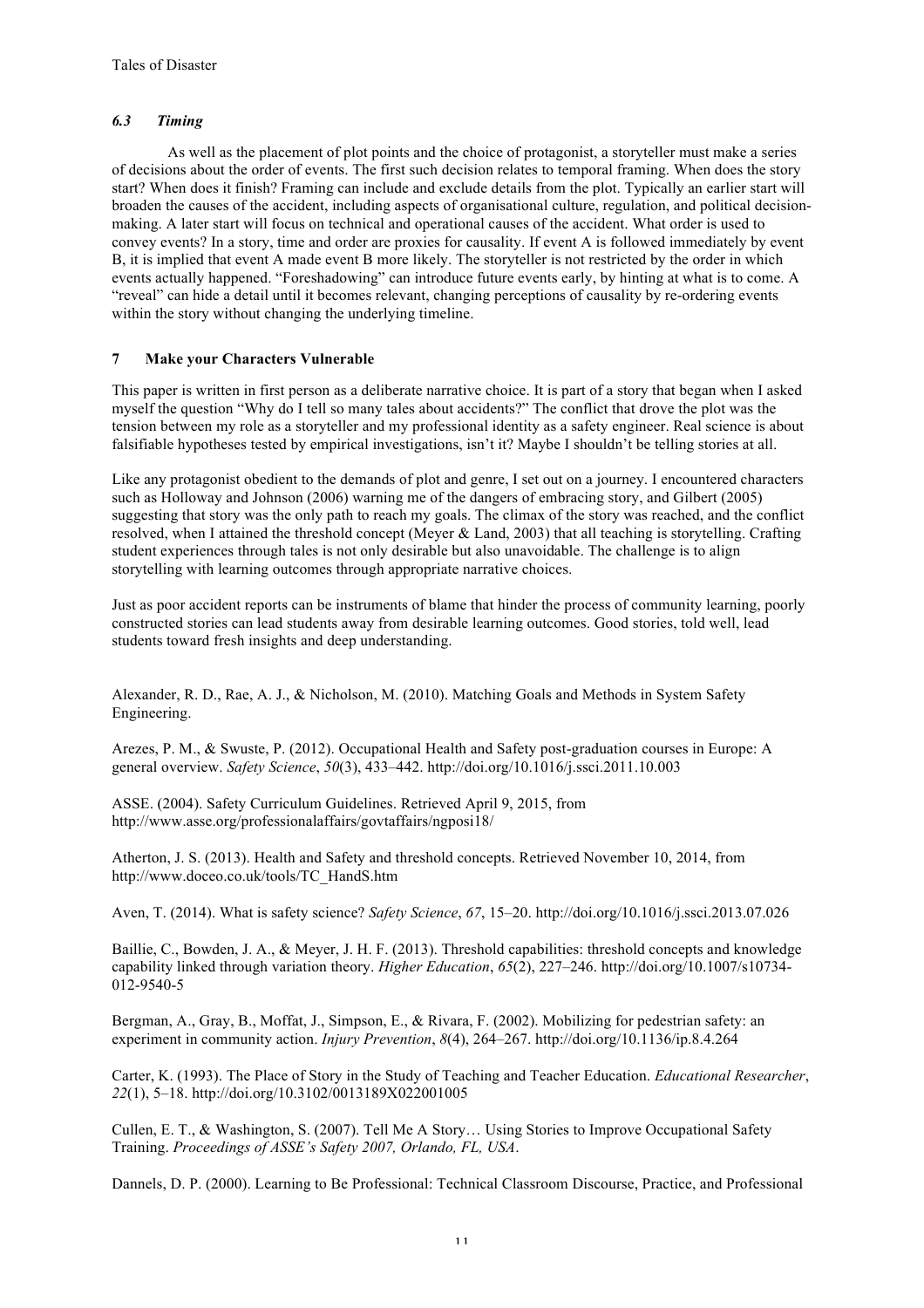### *6.3 Timing*

As well as the placement of plot points and the choice of protagonist, a storyteller must make a series of decisions about the order of events. The first such decision relates to temporal framing. When does the story start? When does it finish? Framing can include and exclude details from the plot. Typically an earlier start will broaden the causes of the accident, including aspects of organisational culture, regulation, and political decision-making. A later start will focus on technical and operational causes of the accident. What order is used to convey events? In a story, time and order are proxies for causality. If event A is followed immediately by event B, it is implied that event A made event B more likely. The storyteller is not restricted by the order in which events actually happened. "Foreshadowing" can introduce future events early, by hinting at what is to come. A "reveal" can hide a detail until it becomes relevant, changing perceptions of causality by re-ordering events within the story without changing the underlying timeline.

## 7 Make your Characters Vulnerable

This paper is written in first person as a deliberate narrative choice. It is part of a story that began when I asked myself the question "Why do I tell so many tales about accidents?" The conflict that drove the plot was the tension between my role as a storyteller and my professional identity as a safety engineer. Real science is about falsifiable hypotheses tested by empirical investigations, isn't it? Maybe I shouldn't be telling stories at all.

Like any protagonist obedient to the demands of plot and genre, I set out on a journey. I encountered characters such as Holloway and Johnson (2006) warning me of the dangers of embracing story, and Gilbert (2005) suggesting that story was the only path to reach my goals. The climax of the story was reached, and the conflict resolved, when I attained the threshold concept (Meyer & Land, 2003) that all teaching is storytelling. Crafting student experiences through tales is not only desirable but also unavoidable. The challenge is to align storytelling with learning outcomes through appropriate narrative choices.

Just as poor accident reports can be instruments of blame that hinder the process of community learning, poorly constructed stories can lead students away from desirable learning outcomes. Good stories, told well, lead students toward fresh insights and deep understanding.

Alexander, R. D., Rae, A. J., & Nicholson, M. (2010). Matching Goals and Methods in System Safety Engineering.

Arezes, P. M., & Swuste, P. (2012). Occupational Health and Safety post-graduation courses in Europe: A general overview. *Safety Science*, *50*(3), 433–442. http://doi.org/10.1016/j.ssci.2011.10.003

ASSE. (2004). Safety Curriculum Guidelines. Retrieved April 9, 2015, from http://www.asse.org/professionalaffairs/govtaffairs/ngposi18/

Atherton, J. S. (2013). Health and Safety and threshold concepts. Retrieved November 10, 2014, from http://www.doceo.co.uk/tools/TC_HandS.htm

Aven, T. (2014). What is safety science? *Safety Science*, *67*, 15–20. http://doi.org/10.1016/j.ssci.2013.07.026

Baillie, C., Bowden, J. A., & Meyer, J. H. F. (2013). Threshold capabilities: threshold concepts and knowledge capability linked through variation theory. *Higher Education*, *65*(2), 227–246. http://doi.org/10.1007/s10734-012-9540-5

Bergman, A., Gray, B., Moffat, J., Simpson, E., & Rivara, F. (2002). Mobilizing for pedestrian safety: an experiment in community action. *Injury Prevention*, *8*(4), 264–267. http://doi.org/10.1136/ip.8.4.264

Carter, K. (1993). The Place of Story in the Study of Teaching and Teacher Education. *Educational Researcher*, *22*(1), 5–18. http://doi.org/10.3102/0013189X022001005

Cullen, E. T., & Washington, S. (2007). Tell Me A Story… Using Stories to Improve Occupational Safety Training. *Proceedings of ASSE's Safety 2007, Orlando, FL, USA*.

Dannels, D. P. (2000). Learning to Be Professional: Technical Classroom Discourse, Practice, and Professional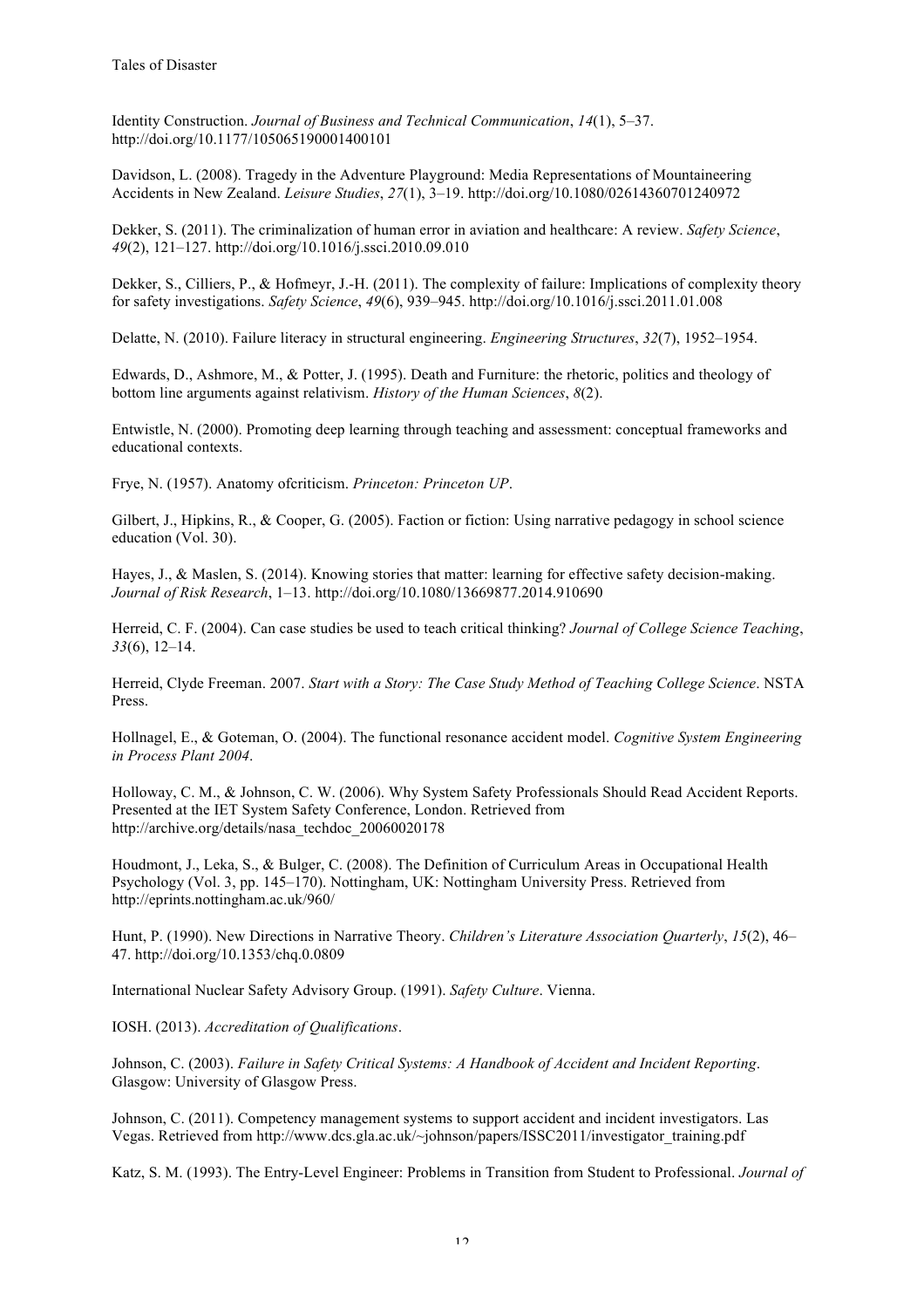Identity Construction. *Journal of Business and Technical Communication*, *14*(1), 5–37. http://doi.org/10.1177/105065190001400101

Davidson, L. (2008). Tragedy in the Adventure Playground: Media Representations of Mountaineering Accidents in New Zealand. *Leisure Studies*, *27*(1), 3–19. http://doi.org/10.1080/02614360701240972

Dekker, S. (2011). The criminalization of human error in aviation and healthcare: A review. *Safety Science*, *49*(2), 121–127. http://doi.org/10.1016/j.ssci.2010.09.010

Dekker, S., Cilliers, P., & Hofmeyr, J.-H. (2011). The complexity of failure: Implications of complexity theory for safety investigations. *Safety Science*, *49*(6), 939–945. http://doi.org/10.1016/j.ssci.2011.01.008

Delatte, N. (2010). Failure literacy in structural engineering. *Engineering Structures*, *32*(7), 1952–1954.

Edwards, D., Ashmore, M., & Potter, J. (1995). Death and Furniture: the rhetoric, politics and theology of bottom line arguments against relativism. *History of the Human Sciences*, *8*(2).

Entwistle, N. (2000). Promoting deep learning through teaching and assessment: conceptual frameworks and educational contexts.

Frye, N. (1957). Anatomy ofcriticism. *Princeton: Princeton UP*.

Gilbert, J., Hipkins, R., & Cooper, G. (2005). Faction or fiction: Using narrative pedagogy in school science education (Vol. 30).

Hayes, J., & Maslen, S. (2014). Knowing stories that matter: learning for effective safety decision-making. *Journal of Risk Research*, 1–13. http://doi.org/10.1080/13669877.2014.910690

Herreid, C. F. (2004). Can case studies be used to teach critical thinking? *Journal of College Science Teaching*, *33*(6), 12–14.

Herreid, Clyde Freeman. 2007. *Start with a Story: The Case Study Method of Teaching College Science*. NSTA Press.

Hollnagel, E., & Goteman, O. (2004). The functional resonance accident model. *Cognitive System Engineering in Process Plant 2004*.

Holloway, C. M., & Johnson, C. W. (2006). Why System Safety Professionals Should Read Accident Reports. Presented at the IET System Safety Conference, London. Retrieved from http://archive.org/details/nasa_techdoc_20060020178

Houdmont, J., Leka, S., & Bulger, C. (2008). The Definition of Curriculum Areas in Occupational Health Psychology (Vol. 3, pp. 145–170). Nottingham, UK: Nottingham University Press. Retrieved from http://eprints.nottingham.ac.uk/960/

Hunt, P. (1990). New Directions in Narrative Theory. *Children's Literature Association Quarterly*, *15*(2), 46–47. http://doi.org/10.1353/chq.0.0809

International Nuclear Safety Advisory Group. (1991). *Safety Culture*. Vienna.

IOSH. (2013). *Accreditation of Qualifications*.

Johnson, C. (2003). *Failure in Safety Critical Systems: A Handbook of Accident and Incident Reporting*. Glasgow: University of Glasgow Press.

Johnson, C. (2011). Competency management systems to support accident and incident investigators. Las Vegas. Retrieved from http://www.dcs.gla.ac.uk/~johnson/papers/ISSC2011/investigator_training.pdf

Katz, S. M. (1993). The Entry-Level Engineer: Problems in Transition from Student to Professional. *Journal of*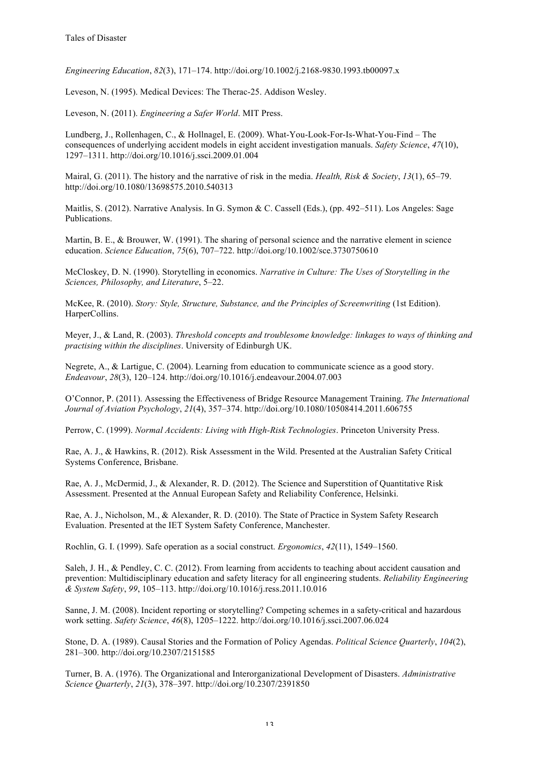*Engineering Education*, *82*(3), 171–174. http://doi.org/10.1002/j.2168-9830.1993.tb00097.x

Leveson, N. (1995). Medical Devices: The Therac-25. Addison Wesley.

Leveson, N. (2011). *Engineering a Safer World*. MIT Press.

Lundberg, J., Rollenhagen, C., & Hollnagel, E. (2009). What-You-Look-For-Is-What-You-Find – The consequences of underlying accident models in eight accident investigation manuals. *Safety Science*, *47*(10), 1297–1311. http://doi.org/10.1016/j.ssci.2009.01.004

Mairal, G. (2011). The history and the narrative of risk in the media. *Health, Risk & Society*, *13*(1), 65–79. http://doi.org/10.1080/13698575.2010.540313

Maitlis, S. (2012). Narrative Analysis. In G. Symon & C. Cassell (Eds.), (pp. 492–511). Los Angeles: Sage Publications.

Martin, B. E., & Brouwer, W. (1991). The sharing of personal science and the narrative element in science education. *Science Education*, *75*(6), 707–722. http://doi.org/10.1002/sce.3730750610

McCloskey, D. N. (1990). Storytelling in economics. *Narrative in Culture: The Uses of Storytelling in the Sciences, Philosophy, and Literature*, 5–22.

McKee, R. (2010). *Story: Style, Structure, Substance, and the Principles of Screenwriting* (1st Edition). HarperCollins.

Meyer, J., & Land, R. (2003). *Threshold concepts and troublesome knowledge: linkages to ways of thinking and practising within the disciplines*. University of Edinburgh UK.

Negrete, A., & Lartigue, C. (2004). Learning from education to communicate science as a good story. *Endeavour*, *28*(3), 120–124. http://doi.org/10.1016/j.endeavour.2004.07.003

O'Connor, P. (2011). Assessing the Effectiveness of Bridge Resource Management Training. *The International Journal of Aviation Psychology*, *21*(4), 357–374. http://doi.org/10.1080/10508414.2011.606755

Perrow, C. (1999). *Normal Accidents: Living with High-Risk Technologies*. Princeton University Press.

Rae, A. J., & Hawkins, R. (2012). Risk Assessment in the Wild. Presented at the Australian Safety Critical Systems Conference, Brisbane.

Rae, A. J., McDermid, J., & Alexander, R. D. (2012). The Science and Superstition of Quantitative Risk Assessment. Presented at the Annual European Safety and Reliability Conference, Helsinki.

Rae, A. J., Nicholson, M., & Alexander, R. D. (2010). The State of Practice in System Safety Research Evaluation. Presented at the IET System Safety Conference, Manchester.

Rochlin, G. I. (1999). Safe operation as a social construct. *Ergonomics*, *42*(11), 1549–1560.

Saleh, J. H., & Pendley, C. C. (2012). From learning from accidents to teaching about accident causation and prevention: Multidisciplinary education and safety literacy for all engineering students. *Reliability Engineering & System Safety*, *99*, 105–113. http://doi.org/10.1016/j.ress.2011.10.016

Sanne, J. M. (2008). Incident reporting or storytelling? Competing schemes in a safety-critical and hazardous work setting. *Safety Science*, *46*(8), 1205–1222. http://doi.org/10.1016/j.ssci.2007.06.024

Stone, D. A. (1989). Causal Stories and the Formation of Policy Agendas. *Political Science Quarterly*, *104*(2), 281–300. http://doi.org/10.2307/2151585

Turner, B. A. (1976). The Organizational and Interorganizational Development of Disasters. *Administrative Science Quarterly*, *21*(3), 378–397. http://doi.org/10.2307/2391850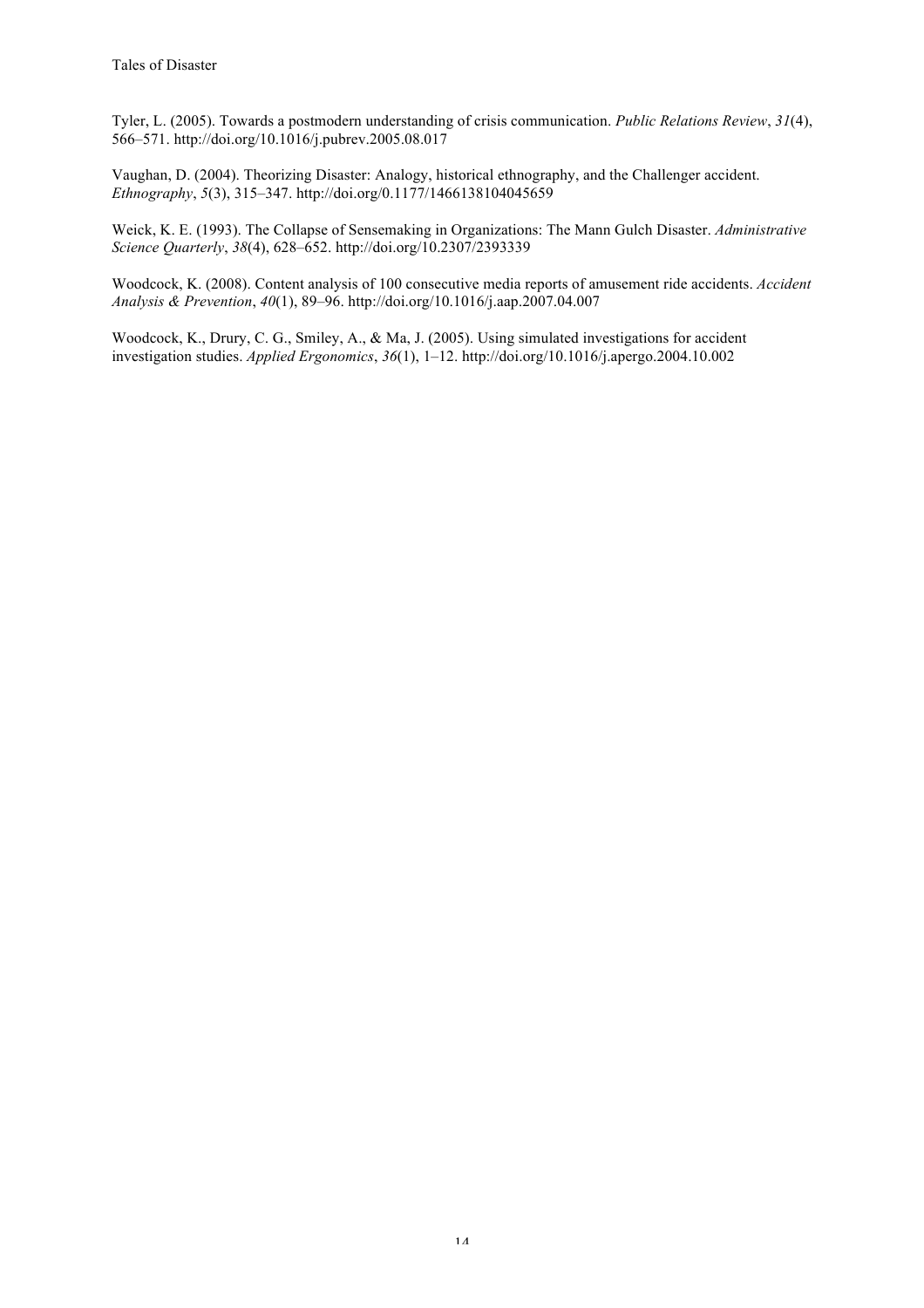Tyler, L. (2005). Towards a postmodern understanding of crisis communication. *Public Relations Review*, *31*(4), 566–571. http://doi.org/10.1016/j.pubrev.2005.08.017

Vaughan, D. (2004). Theorizing Disaster: Analogy, historical ethnography, and the Challenger accident. *Ethnography*, *5*(3), 315–347. http://doi.org/0.1177/1466138104045659

Weick, K. E. (1993). The Collapse of Sensemaking in Organizations: The Mann Gulch Disaster. *Administrative Science Quarterly*, *38*(4), 628–652. http://doi.org/10.2307/2393339

Woodcock, K. (2008). Content analysis of 100 consecutive media reports of amusement ride accidents. *Accident Analysis & Prevention*, *40*(1), 89–96. http://doi.org/10.1016/j.aap.2007.04.007

Woodcock, K., Drury, C. G., Smiley, A., & Ma, J. (2005). Using simulated investigations for accident investigation studies. *Applied Ergonomics*, *36*(1), 1–12. http://doi.org/10.1016/j.apergo.2004.10.002